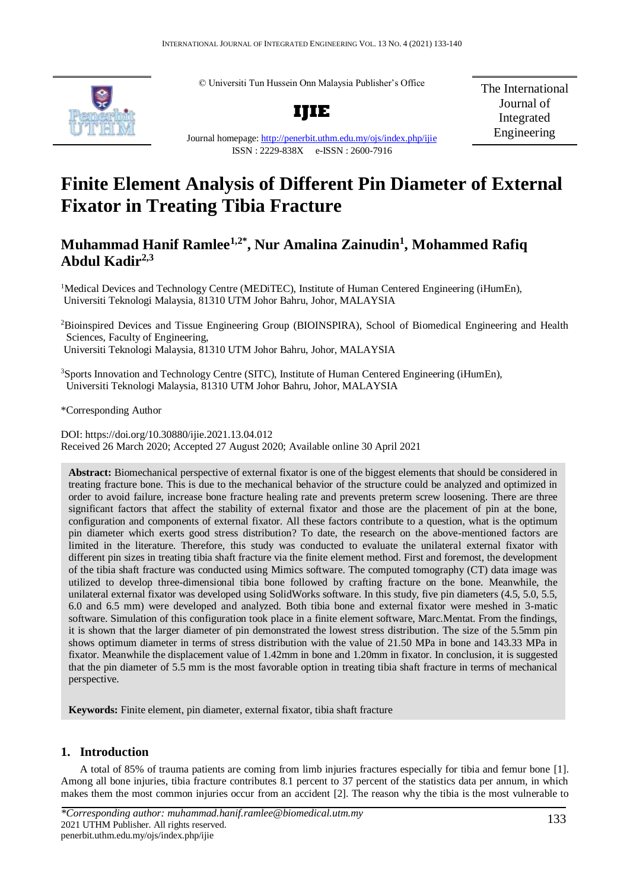© Universiti Tun Hussein Onn Malaysia Publisher's Office

**IJIE**

Journal homepage: http://penerbit.uthm.edu.my/ojs/index.php/ijie

ISSN : 2229-838X e-ISSN : 2600-7916

The International Journal of Integrated Engineering

# Finite Element Analysis of Different Pin Diameter of External Fixator in Treating Tibia Fracture

## Muhammad Hanif Ramlee[1,2*], Nur Amalina Zainudin[1], Mohammed Rafiq Abdul Kadir[2,3]

[1]Medical Devices and Technology Centre (MEDiTEC), Institute of Human Centered Engineering (iHumEn), Universiti Teknologi Malaysia, 81310 UTM Johor Bahru, Johor, MALAYSIA

[2]Bioinspired Devices and Tissue Engineering Group (BIOINSPIRA), School of Biomedical Engineering and Health Sciences, Faculty of Engineering, Universiti Teknologi Malaysia, 81310 UTM Johor Bahru, Johor, MALAYSIA

[3]Sports Innovation and Technology Centre (SITC), Institute of Human Centered Engineering (iHumEn), Universiti Teknologi Malaysia, 81310 UTM Johor Bahru, Johor, MALAYSIA

*Corresponding Author

DOI: https://doi.org/10.30880/ijie.2021.13.04.012

Received 26 March 2020; Accepted 27 August 2020; Available online 30 April 2021

**Abstract:** Biomechanical perspective of external fixator is one of the biggest elements that should be considered in treating fracture bone. This is due to the mechanical behavior of the structure could be analyzed and optimized in order to avoid failure, increase bone fracture healing rate and prevents preterm screw loosening. There are three significant factors that affect the stability of external fixator and those are the placement of pin at the bone, configuration and components of external fixator. All these factors contribute to a question, what is the optimum pin diameter which exerts good stress distribution? To date, the research on the above-mentioned factors are limited in the literature. Therefore, this study was conducted to evaluate the unilateral external fixator with different pin sizes in treating tibia shaft fracture via the finite element method. First and foremost, the development of the tibia shaft fracture was conducted using Mimics software. The computed tomography (CT) data image was utilized to develop three-dimensional tibia bone followed by crafting fracture on the bone. Meanwhile, the unilateral external fixator was developed using SolidWorks software. In this study, five pin diameters (4.5, 5.0, 5.5, 6.0 and 6.5 mm) were developed and analyzed. Both tibia bone and external fixator were meshed in 3-matic software. Simulation of this configuration took place in a finite element software, Marc.Mentat. From the findings, it is shown that the larger diameter of pin demonstrated the lowest stress distribution. The size of the 5.5mm pin shows optimum diameter in terms of stress distribution with the value of 21.50 MPa in bone and 143.33 MPa in fixator. Meanwhile the displacement value of 1.42mm in bone and 1.20mm in fixator. In conclusion, it is suggested that the pin diameter of 5.5 mm is the most favorable option in treating tibia shaft fracture in terms of mechanical perspective.

**Keywords:** Finite element, pin diameter, external fixator, tibia shaft fracture

## 1. Introduction

A total of 85% of trauma patients are coming from limb injuries fractures especially for tibia and femur bone [1]. Among all bone injuries, tibia fracture contributes 8.1 percent to 37 percent of the statistics data per annum, in which makes them the most common injuries occur from an accident [2]. The reason why the tibia is the most vulnerable to

*\*Corresponding author: muhammad.hanif.ramlee@biomedical.utm.my*
2021 UTHM Publisher. All rights reserved.
penerbit.uthm.edu.my/ojs/index.php/ijie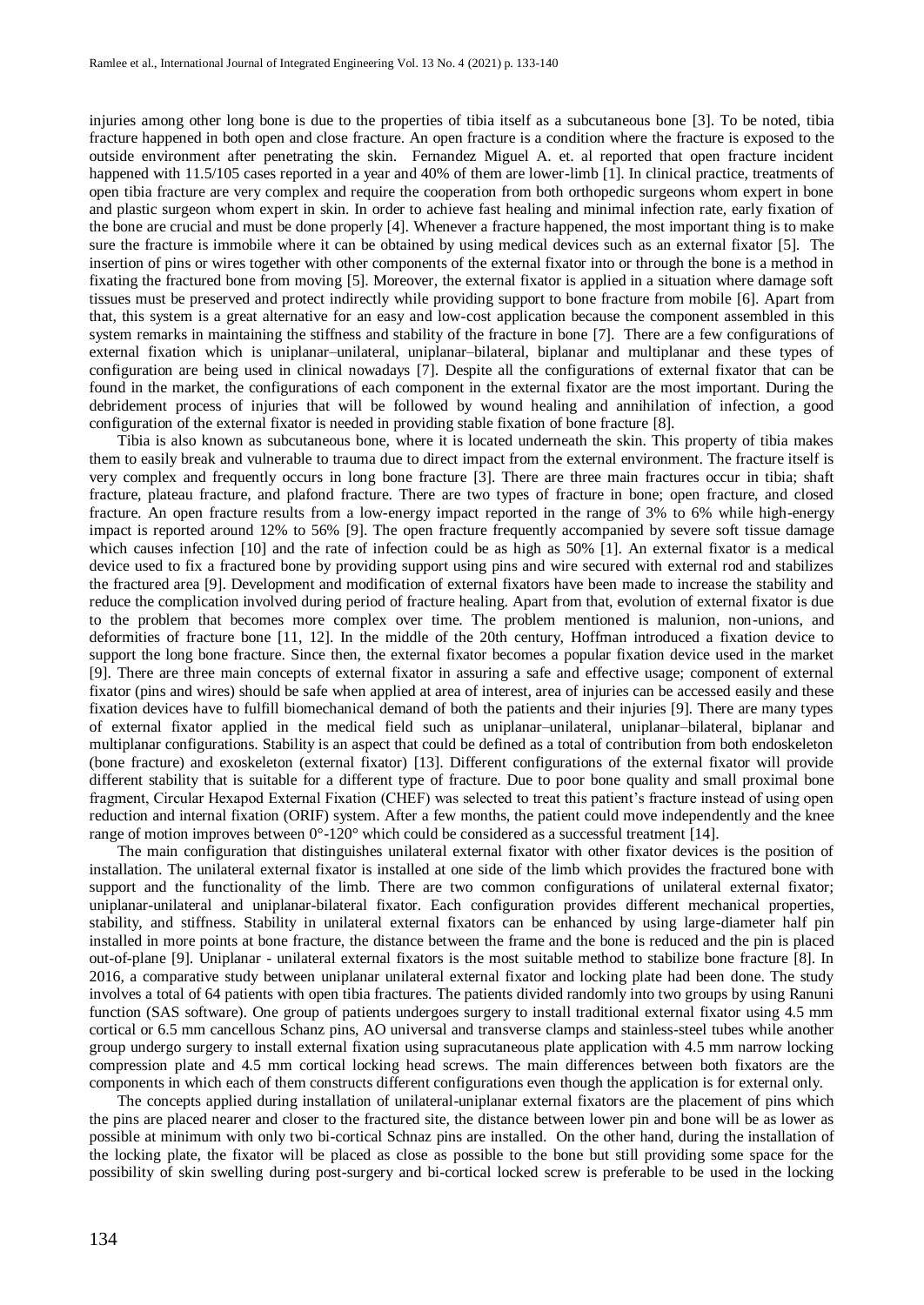injuries among other long bone is due to the properties of tibia itself as a subcutaneous bone [3]. To be noted, tibia fracture happened in both open and close fracture. An open fracture is a condition where the fracture is exposed to the outside environment after penetrating the skin. Fernandez Miguel A. et. al reported that open fracture incident happened with 11.5/105 cases reported in a year and 40% of them are lower-limb [1]. In clinical practice, treatments of open tibia fracture are very complex and require the cooperation from both orthopedic surgeons whom expert in bone and plastic surgeon whom expert in skin. In order to achieve fast healing and minimal infection rate, early fixation of the bone are crucial and must be done properly [4]. Whenever a fracture happened, the most important thing is to make sure the fracture is immobile where it can be obtained by using medical devices such as an external fixator [5]. The insertion of pins or wires together with other components of the external fixator into or through the bone is a method in fixating the fractured bone from moving [5]. Moreover, the external fixator is applied in a situation where damage soft tissues must be preserved and protect indirectly while providing support to bone fracture from mobile [6]. Apart from that, this system is a great alternative for an easy and low-cost application because the component assembled in this system remarks in maintaining the stiffness and stability of the fracture in bone [7]. There are a few configurations of external fixation which is uniplanar–unilateral, uniplanar–bilateral, biplanar and multiplanar and these types of configuration are being used in clinical nowadays [7]. Despite all the configurations of external fixator that can be found in the market, the configurations of each component in the external fixator are the most important. During the debridement process of injuries that will be followed by wound healing and annihilation of infection, a good configuration of the external fixator is needed in providing stable fixation of bone fracture [8].

Tibia is also known as subcutaneous bone, where it is located underneath the skin. This property of tibia makes them to easily break and vulnerable to trauma due to direct impact from the external environment. The fracture itself is very complex and frequently occurs in long bone fracture [3]. There are three main fractures occur in tibia; shaft fracture, plateau fracture, and plafond fracture. There are two types of fracture in bone; open fracture, and closed fracture. An open fracture results from a low-energy impact reported in the range of 3% to 6% while high-energy impact is reported around 12% to 56% [9]. The open fracture frequently accompanied by severe soft tissue damage which causes infection [10] and the rate of infection could be as high as 50% [1]. An external fixator is a medical device used to fix a fractured bone by providing support using pins and wire secured with external rod and stabilizes the fractured area [9]. Development and modification of external fixators have been made to increase the stability and reduce the complication involved during period of fracture healing. Apart from that, evolution of external fixator is due to the problem that becomes more complex over time. The problem mentioned is malunion, non-unions, and deformities of fracture bone [11, 12]. In the middle of the 20th century, Hoffman introduced a fixation device to support the long bone fracture. Since then, the external fixator becomes a popular fixation device used in the market [9]. There are three main concepts of external fixator in assuring a safe and effective usage; component of external fixator (pins and wires) should be safe when applied at area of interest, area of injuries can be accessed easily and these fixation devices have to fulfill biomechanical demand of both the patients and their injuries [9]. There are many types of external fixator applied in the medical field such as uniplanar–unilateral, uniplanar–bilateral, biplanar and multiplanar configurations. Stability is an aspect that could be defined as a total of contribution from both endoskeleton (bone fracture) and exoskeleton (external fixator) [13]. Different configurations of the external fixator will provide different stability that is suitable for a different type of fracture. Due to poor bone quality and small proximal bone fragment, Circular Hexapod External Fixation (CHEF) was selected to treat this patient's fracture instead of using open reduction and internal fixation (ORIF) system. After a few months, the patient could move independently and the knee range of motion improves between 0°-120° which could be considered as a successful treatment [14].

The main configuration that distinguishes unilateral external fixator with other fixator devices is the position of installation. The unilateral external fixator is installed at one side of the limb which provides the fractured bone with support and the functionality of the limb. There are two common configurations of unilateral external fixator; uniplanar-unilateral and uniplanar-bilateral fixator. Each configuration provides different mechanical properties, stability, and stiffness. Stability in unilateral external fixators can be enhanced by using large-diameter half pin installed in more points at bone fracture, the distance between the frame and the bone is reduced and the pin is placed out-of-plane [9]. Uniplanar - unilateral external fixators is the most suitable method to stabilize bone fracture [8]. In 2016, a comparative study between uniplanar unilateral external fixator and locking plate had been done. The study involves a total of 64 patients with open tibia fractures. The patients divided randomly into two groups by using Ranuni function (SAS software). One group of patients undergoes surgery to install traditional external fixator using 4.5 mm cortical or 6.5 mm cancellous Schanz pins, AO universal and transverse clamps and stainless-steel tubes while another group undergo surgery to install external fixation using supracutaneous plate application with 4.5 mm narrow locking compression plate and 4.5 mm cortical locking head screws. The main differences between both fixators are the components in which each of them constructs different configurations even though the application is for external only.

The concepts applied during installation of unilateral-uniplanar external fixators are the placement of pins which the pins are placed nearer and closer to the fractured site, the distance between lower pin and bone will be as lower as possible at minimum with only two bi-cortical Schnaz pins are installed. On the other hand, during the installation of the locking plate, the fixator will be placed as close as possible to the bone but still providing some space for the possibility of skin swelling during post-surgery and bi-cortical locked screw is preferable to be used in the locking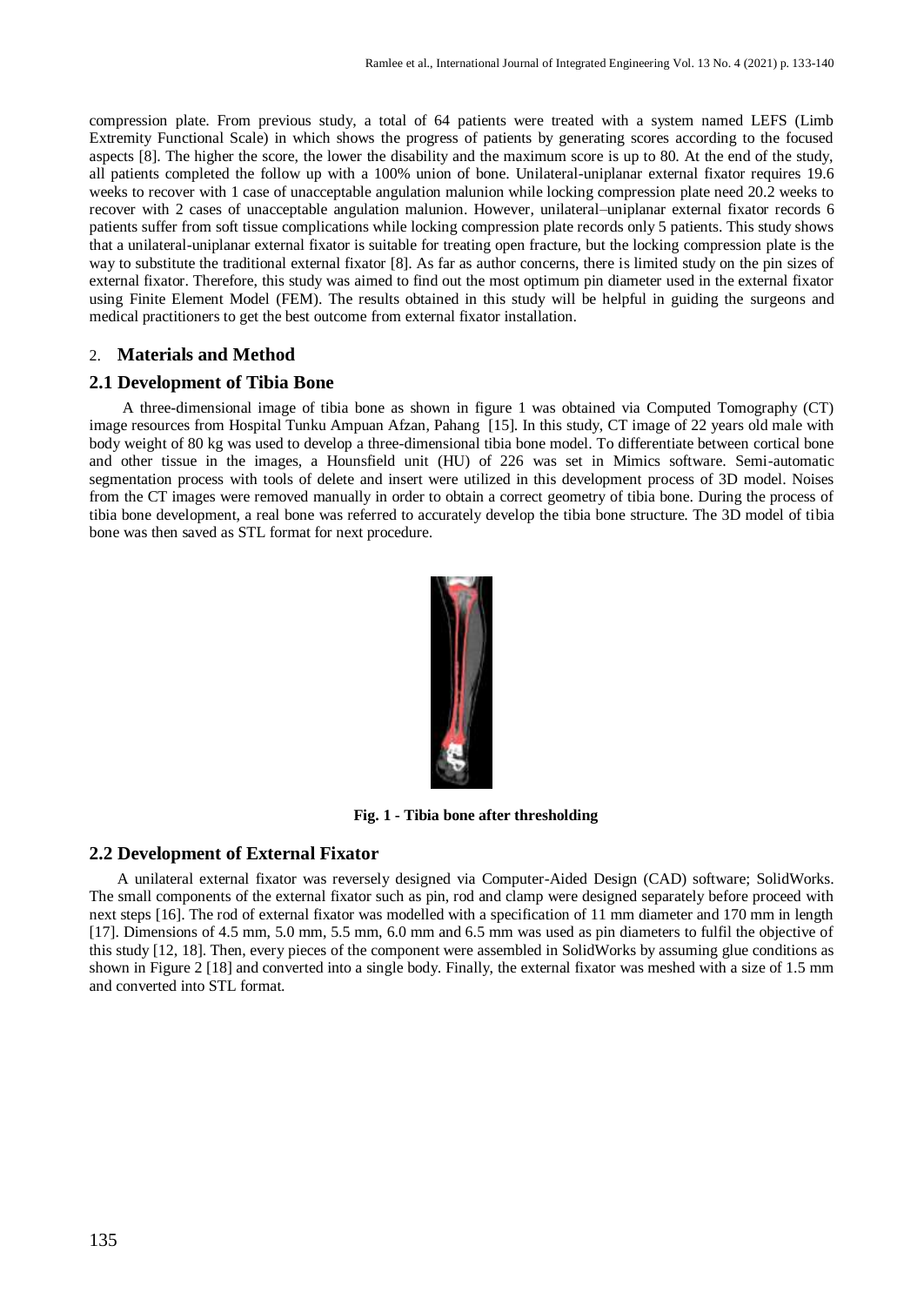compression plate. From previous study, a total of 64 patients were treated with a system named LEFS (Limb Extremity Functional Scale) in which shows the progress of patients by generating scores according to the focused aspects [8]. The higher the score, the lower the disability and the maximum score is up to 80. At the end of the study, all patients completed the follow up with a 100% union of bone. Unilateral-uniplanar external fixator requires 19.6 weeks to recover with 1 case of unacceptable angulation malunion while locking compression plate need 20.2 weeks to recover with 2 cases of unacceptable angulation malunion. However, unilateral–uniplanar external fixator records 6 patients suffer from soft tissue complications while locking compression plate records only 5 patients. This study shows that a unilateral-uniplanar external fixator is suitable for treating open fracture, but the locking compression plate is the way to substitute the traditional external fixator [8]. As far as author concerns, there is limited study on the pin sizes of external fixator. Therefore, this study was aimed to find out the most optimum pin diameter used in the external fixator using Finite Element Model (FEM). The results obtained in this study will be helpful in guiding the surgeons and medical practitioners to get the best outcome from external fixator installation.

## 2. Materials and Method

### 2.1 Development of Tibia Bone

A three-dimensional image of tibia bone as shown in figure 1 was obtained via Computed Tomography (CT) image resources from Hospital Tunku Ampuan Afzan, Pahang [15]. In this study, CT image of 22 years old male with body weight of 80 kg was used to develop a three-dimensional tibia bone model. To differentiate between cortical bone and other tissue in the images, a Hounsfield unit (HU) of 226 was set in Mimics software. Semi-automatic segmentation process with tools of delete and insert were utilized in this development process of 3D model. Noises from the CT images were removed manually in order to obtain a correct geometry of tibia bone. During the process of tibia bone development, a real bone was referred to accurately develop the tibia bone structure. The 3D model of tibia bone was then saved as STL format for next procedure.

**Fig. 1 - Tibia bone after thresholding**

### 2.2 Development of External Fixator

A unilateral external fixator was reversely designed via Computer-Aided Design (CAD) software; SolidWorks. The small components of the external fixator such as pin, rod and clamp were designed separately before proceed with next steps [16]. The rod of external fixator was modelled with a specification of 11 mm diameter and 170 mm in length [17]. Dimensions of 4.5 mm, 5.0 mm, 5.5 mm, 6.0 mm and 6.5 mm was used as pin diameters to fulfil the objective of this study [12, 18]. Then, every pieces of the component were assembled in SolidWorks by assuming glue conditions as shown in Figure 2 [18] and converted into a single body. Finally, the external fixator was meshed with a size of 1.5 mm and converted into STL format.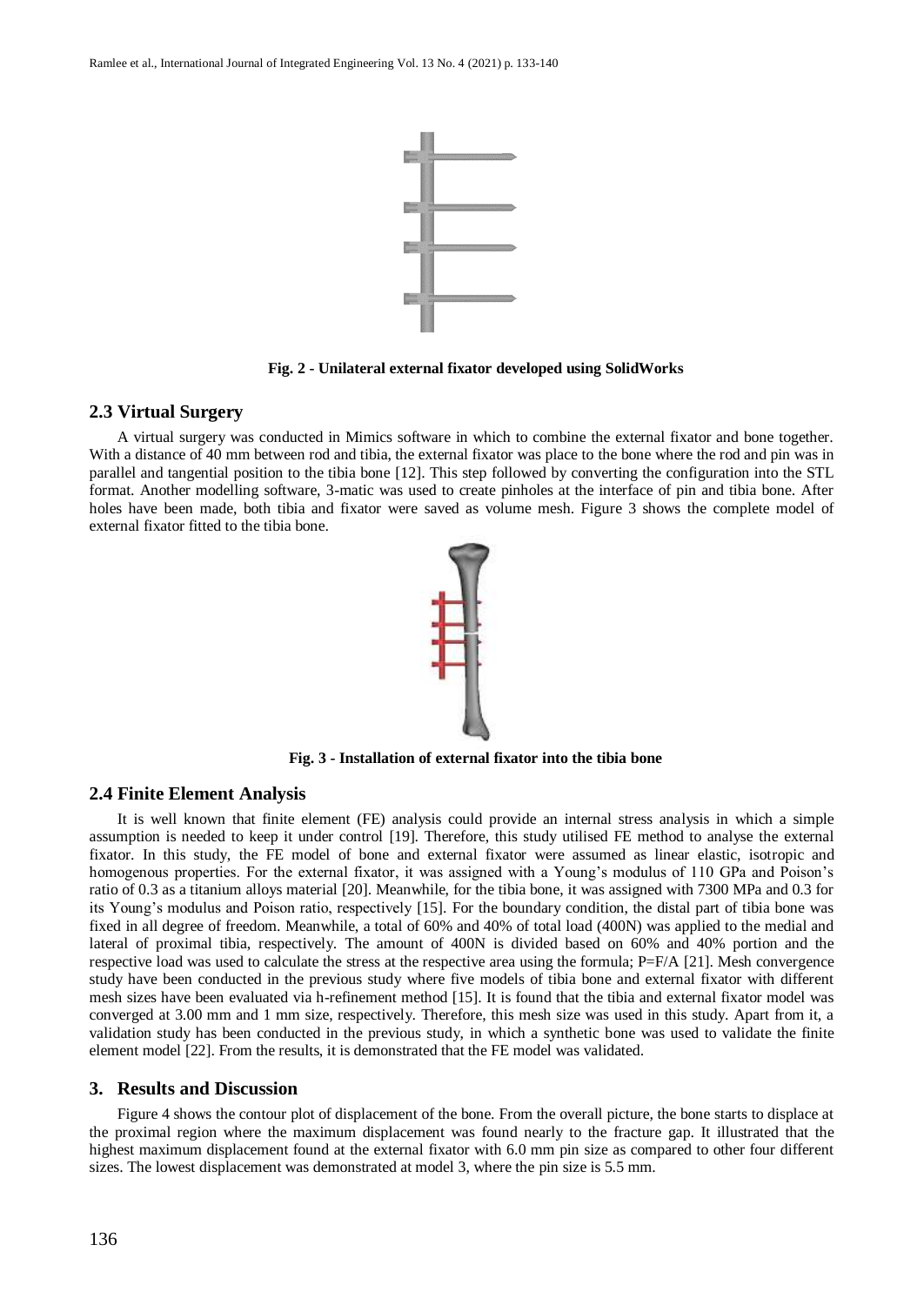**Fig. 2 - Unilateral external fixator developed using SolidWorks**

### 2.3 Virtual Surgery

A virtual surgery was conducted in Mimics software in which to combine the external fixator and bone together. With a distance of 40 mm between rod and tibia, the external fixator was place to the bone where the rod and pin was in parallel and tangential position to the tibia bone [12]. This step followed by converting the configuration into the STL format. Another modelling software, 3-matic was used to create pinholes at the interface of pin and tibia bone. After holes have been made, both tibia and fixator were saved as volume mesh. Figure 3 shows the complete model of external fixator fitted to the tibia bone.

**Fig. 3 - Installation of external fixator into the tibia bone**

### 2.4 Finite Element Analysis

It is well known that finite element (FE) analysis could provide an internal stress analysis in which a simple assumption is needed to keep it under control [19]. Therefore, this study utilised FE method to analyse the external fixator. In this study, the FE model of bone and external fixator were assumed as linear elastic, isotropic and homogenous properties. For the external fixator, it was assigned with a Young's modulus of 110 GPa and Poison's ratio of 0.3 as a titanium alloys material [20]. Meanwhile, for the tibia bone, it was assigned with 7300 MPa and 0.3 for its Young's modulus and Poison ratio, respectively [15]. For the boundary condition, the distal part of tibia bone was fixed in all degree of freedom. Meanwhile, a total of 60% and 40% of total load (400N) was applied to the medial and lateral of proximal tibia, respectively. The amount of 400N is divided based on 60% and 40% portion and the respective load was used to calculate the stress at the respective area using the formula; $P=F/A$ [21]. Mesh convergence study have been conducted in the previous study where five models of tibia bone and external fixator with different mesh sizes have been evaluated via h-refinement method [15]. It is found that the tibia and external fixator model was converged at 3.00 mm and 1 mm size, respectively. Therefore, this mesh size was used in this study. Apart from it, a validation study has been conducted in the previous study, in which a synthetic bone was used to validate the finite element model [22]. From the results, it is demonstrated that the FE model was validated.

## 3. Results and Discussion

Figure 4 shows the contour plot of displacement of the bone. From the overall picture, the bone starts to displace at the proximal region where the maximum displacement was found nearly to the fracture gap. It illustrated that the highest maximum displacement found at the external fixator with 6.0 mm pin size as compared to other four different sizes. The lowest displacement was demonstrated at model 3, where the pin size is 5.5 mm.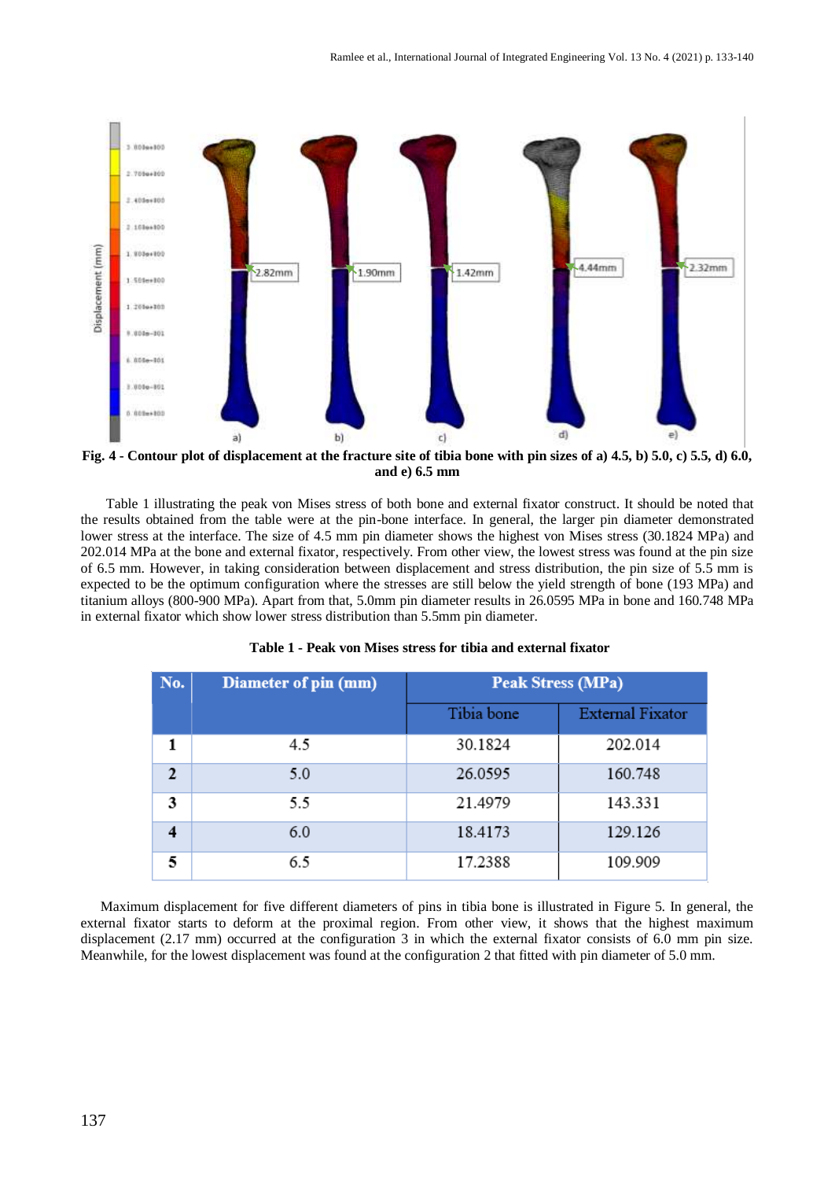**Fig. 4 - Contour plot of displacement at the fracture site of tibia bone with pin sizes of a) 4.5, b) 5.0, c) 5.5, d) 6.0, and e) 6.5 mm**

Table 1 illustrating the peak von Mises stress of both bone and external fixator construct. It should be noted that the results obtained from the table were at the pin-bone interface. In general, the larger pin diameter demonstrated lower stress at the interface. The size of 4.5 mm pin diameter shows the highest von Mises stress (30.1824 MPa) and 202.014 MPa at the bone and external fixator, respectively. From other view, the lowest stress was found at the pin size of 6.5 mm. However, in taking consideration between displacement and stress distribution, the pin size of 5.5 mm is expected to be the optimum configuration where the stresses are still below the yield strength of bone (193 MPa) and titanium alloys (800-900 MPa). Apart from that, 5.0mm pin diameter results in 26.0595 MPa in bone and 160.748 MPa in external fixator which show lower stress distribution than 5.5mm pin diameter.

**Table 1 - Peak von Mises stress for tibia and external fixator**

| No. | Diameter of pin (mm) | Peak Stress (MPa) | |
|---|---|---|---|
| | | Tibia bone | External Fixator |
| **1** | 4.5 | 30.1824 | 202.014 |
| **2** | 5.0 | 26.0595 | 160.748 |
| **3** | 5.5 | 21.4979 | 143.331 |
| **4** | 6.0 | 18.4173 | 129.126 |
| **5** | 6.5 | 17.2388 | 109.909 |

Maximum displacement for five different diameters of pins in tibia bone is illustrated in Figure 5. In general, the external fixator starts to deform at the proximal region. From other view, it shows that the highest maximum displacement (2.17 mm) occurred at the configuration 3 in which the external fixator consists of 6.0 mm pin size. Meanwhile, for the lowest displacement was found at the configuration 2 that fitted with pin diameter of 5.0 mm.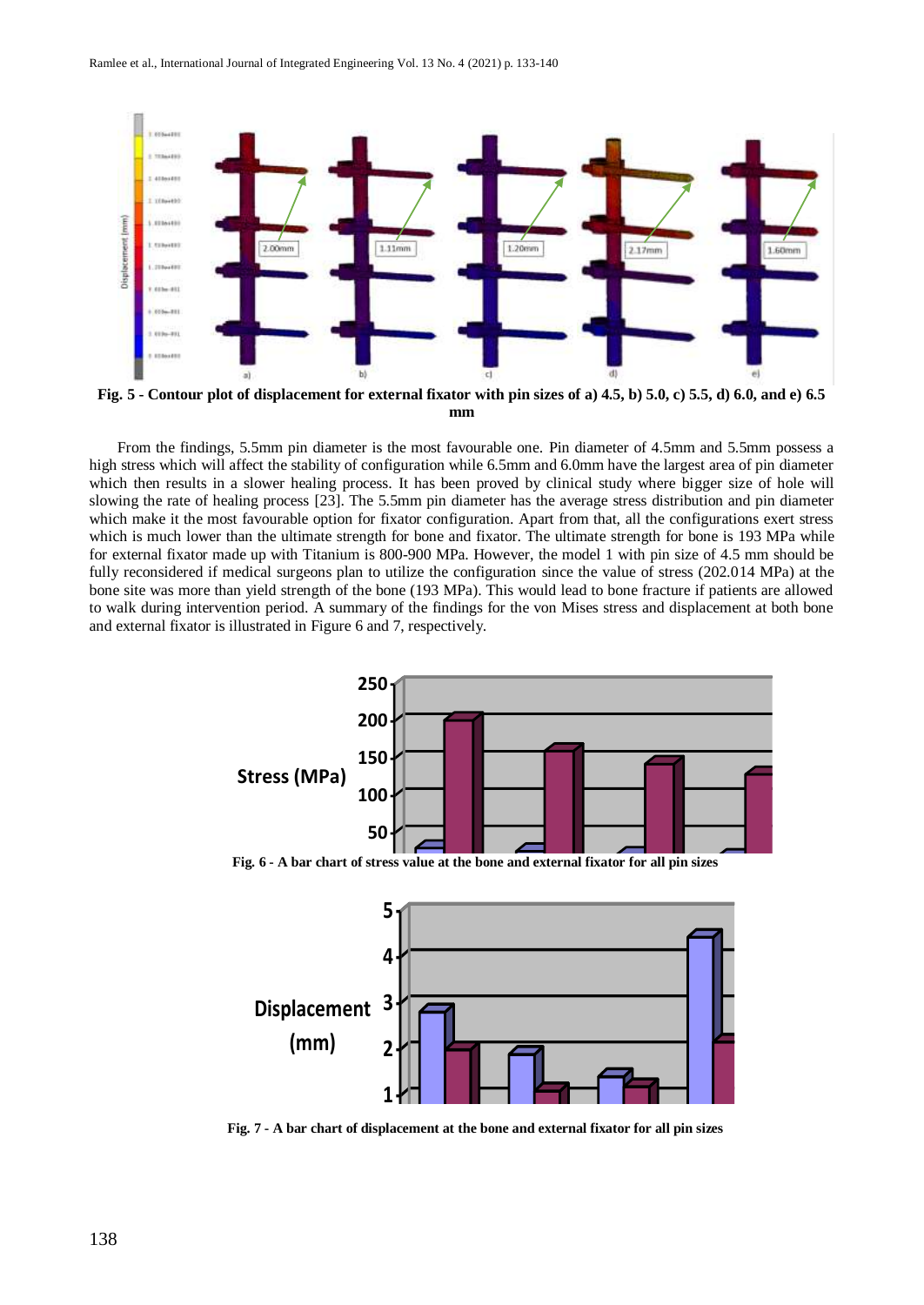**Fig. 5 - Contour plot of displacement for external fixator with pin sizes of a) 4.5, b) 5.0, c) 5.5, d) 6.0, and e) 6.5 mm**

From the findings, 5.5mm pin diameter is the most favourable one. Pin diameter of 4.5mm and 5.5mm possess a high stress which will affect the stability of configuration while 6.5mm and 6.0mm have the largest area of pin diameter which then results in a slower healing process. It has been proved by clinical study where bigger size of hole will slowing the rate of healing process [23]. The 5.5mm pin diameter has the average stress distribution and pin diameter which make it the most favourable option for fixator configuration. Apart from that, all the configurations exert stress which is much lower than the ultimate strength for bone and fixator. The ultimate strength for bone is 193 MPa while for external fixator made up with Titanium is 800-900 MPa. However, the model 1 with pin size of 4.5 mm should be fully reconsidered if medical surgeons plan to utilize the configuration since the value of stress (202.014 MPa) at the bone site was more than yield strength of the bone (193 MPa). This would lead to bone fracture if patients are allowed to walk during intervention period. A summary of the findings for the von Mises stress and displacement at both bone and external fixator is illustrated in Figure 6 and 7, respectively.

**Fig. 6 - A bar chart of stress value at the bone and external fixator for all pin sizes**

**Fig. 7 - A bar chart of displacement at the bone and external fixator for all pin sizes**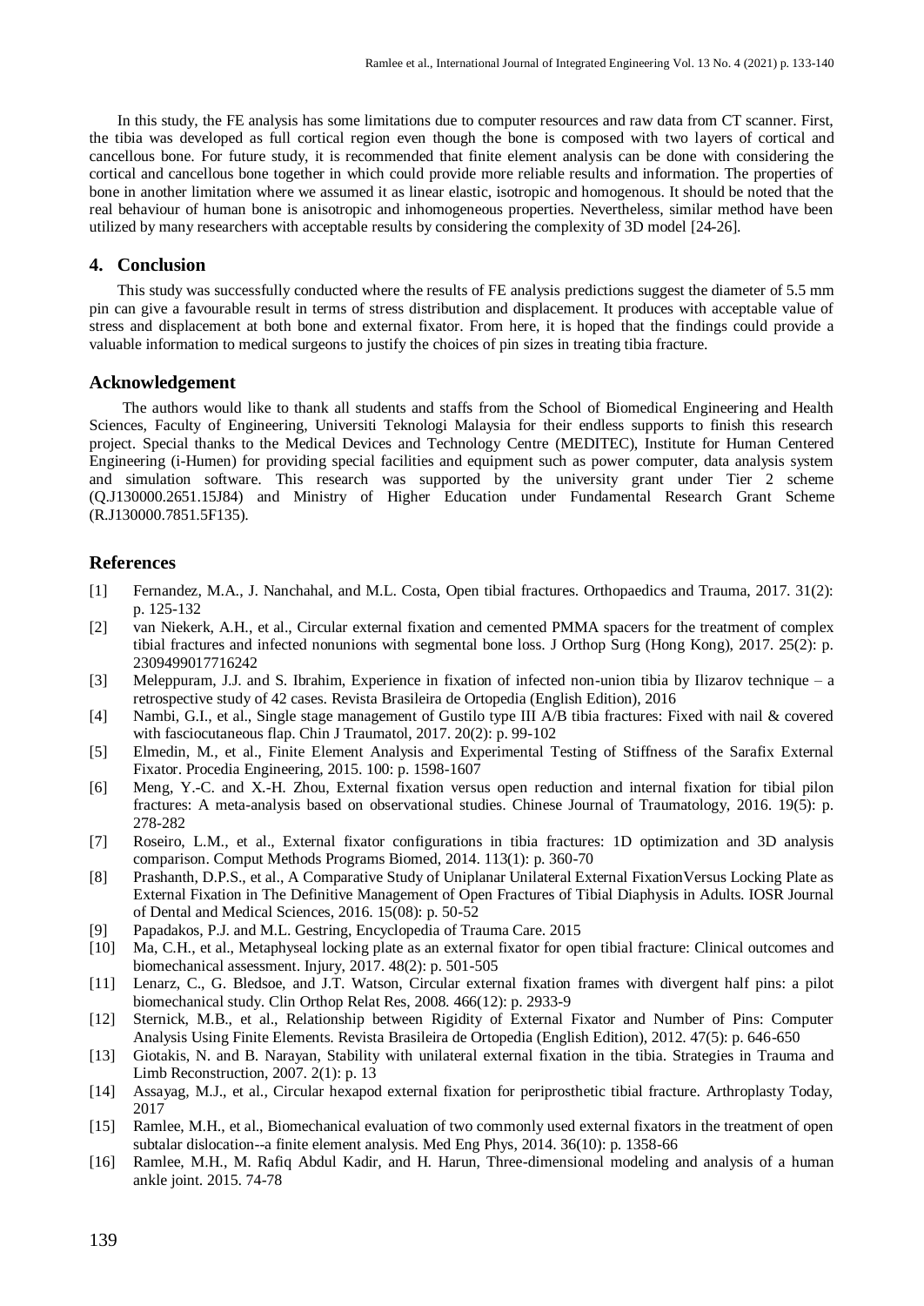In this study, the FE analysis has some limitations due to computer resources and raw data from CT scanner. First, the tibia was developed as full cortical region even though the bone is composed with two layers of cortical and cancellous bone. For future study, it is recommended that finite element analysis can be done with considering the cortical and cancellous bone together in which could provide more reliable results and information. The properties of bone in another limitation where we assumed it as linear elastic, isotropic and homogenous. It should be noted that the real behaviour of human bone is anisotropic and inhomogeneous properties. Nevertheless, similar method have been utilized by many researchers with acceptable results by considering the complexity of 3D model [24-26].

## 4. Conclusion

This study was successfully conducted where the results of FE analysis predictions suggest the diameter of 5.5 mm pin can give a favourable result in terms of stress distribution and displacement. It produces with acceptable value of stress and displacement at both bone and external fixator. From here, it is hoped that the findings could provide a valuable information to medical surgeons to justify the choices of pin sizes in treating tibia fracture.

## Acknowledgement

The authors would like to thank all students and staffs from the School of Biomedical Engineering and Health Sciences, Faculty of Engineering, Universiti Teknologi Malaysia for their endless supports to finish this research project. Special thanks to the Medical Devices and Technology Centre (MEDITEC), Institute for Human Centered Engineering (i-Humen) for providing special facilities and equipment such as power computer, data analysis system and simulation software. This research was supported by the university grant under Tier 2 scheme (Q.J130000.2651.15J84) and Ministry of Higher Education under Fundamental Research Grant Scheme (R.J130000.7851.5F135).

## References

[1] Fernandez, M.A., J. Nanchahal, and M.L. Costa, Open tibial fractures. Orthopaedics and Trauma, 2017. 31(2): p. 125-132

[2] van Niekerk, A.H., et al., Circular external fixation and cemented PMMA spacers for the treatment of complex tibial fractures and infected nonunions with segmental bone loss. J Orthop Surg (Hong Kong), 2017. 25(2): p. 2309499017716242

[3] Meleppuram, J.J. and S. Ibrahim, Experience in fixation of infected non-union tibia by Ilizarov technique – a retrospective study of 42 cases. Revista Brasileira de Ortopedia (English Edition), 2016

[4] Nambi, G.I., et al., Single stage management of Gustilo type III A/B tibia fractures: Fixed with nail & covered with fasciocutaneous flap. Chin J Traumatol, 2017. 20(2): p. 99-102

[5] Elmedin, M., et al., Finite Element Analysis and Experimental Testing of Stiffness of the Sarafix External Fixator. Procedia Engineering, 2015. 100: p. 1598-1607

[6] Meng, Y.-C. and X.-H. Zhou, External fixation versus open reduction and internal fixation for tibial pilon fractures: A meta-analysis based on observational studies. Chinese Journal of Traumatology, 2016. 19(5): p. 278-282

[7] Roseiro, L.M., et al., External fixator configurations in tibia fractures: 1D optimization and 3D analysis comparison. Comput Methods Programs Biomed, 2014. 113(1): p. 360-70

[8] Prashanth, D.P.S., et al., A Comparative Study of Uniplanar Unilateral External FixationVersus Locking Plate as External Fixation in The Definitive Management of Open Fractures of Tibial Diaphysis in Adults. IOSR Journal of Dental and Medical Sciences, 2016. 15(08): p. 50-52

[9] Papadakos, P.J. and M.L. Gestring, Encyclopedia of Trauma Care. 2015

[10] Ma, C.H., et al., Metaphyseal locking plate as an external fixator for open tibial fracture: Clinical outcomes and biomechanical assessment. Injury, 2017. 48(2): p. 501-505

[11] Lenarz, C., G. Bledsoe, and J.T. Watson, Circular external fixation frames with divergent half pins: a pilot biomechanical study. Clin Orthop Relat Res, 2008. 466(12): p. 2933-9

[12] Sternick, M.B., et al., Relationship between Rigidity of External Fixator and Number of Pins: Computer Analysis Using Finite Elements. Revista Brasileira de Ortopedia (English Edition), 2012. 47(5): p. 646-650

[13] Giotakis, N. and B. Narayan, Stability with unilateral external fixation in the tibia. Strategies in Trauma and Limb Reconstruction, 2007. 2(1): p. 13

[14] Assayag, M.J., et al., Circular hexapod external fixation for periprosthetic tibial fracture. Arthroplasty Today, 2017

[15] Ramlee, M.H., et al., Biomechanical evaluation of two commonly used external fixators in the treatment of open subtalar dislocation--a finite element analysis. Med Eng Phys, 2014. 36(10): p. 1358-66

[16] Ramlee, M.H., M. Rafiq Abdul Kadir, and H. Harun, Three-dimensional modeling and analysis of a human ankle joint. 2015. 74-78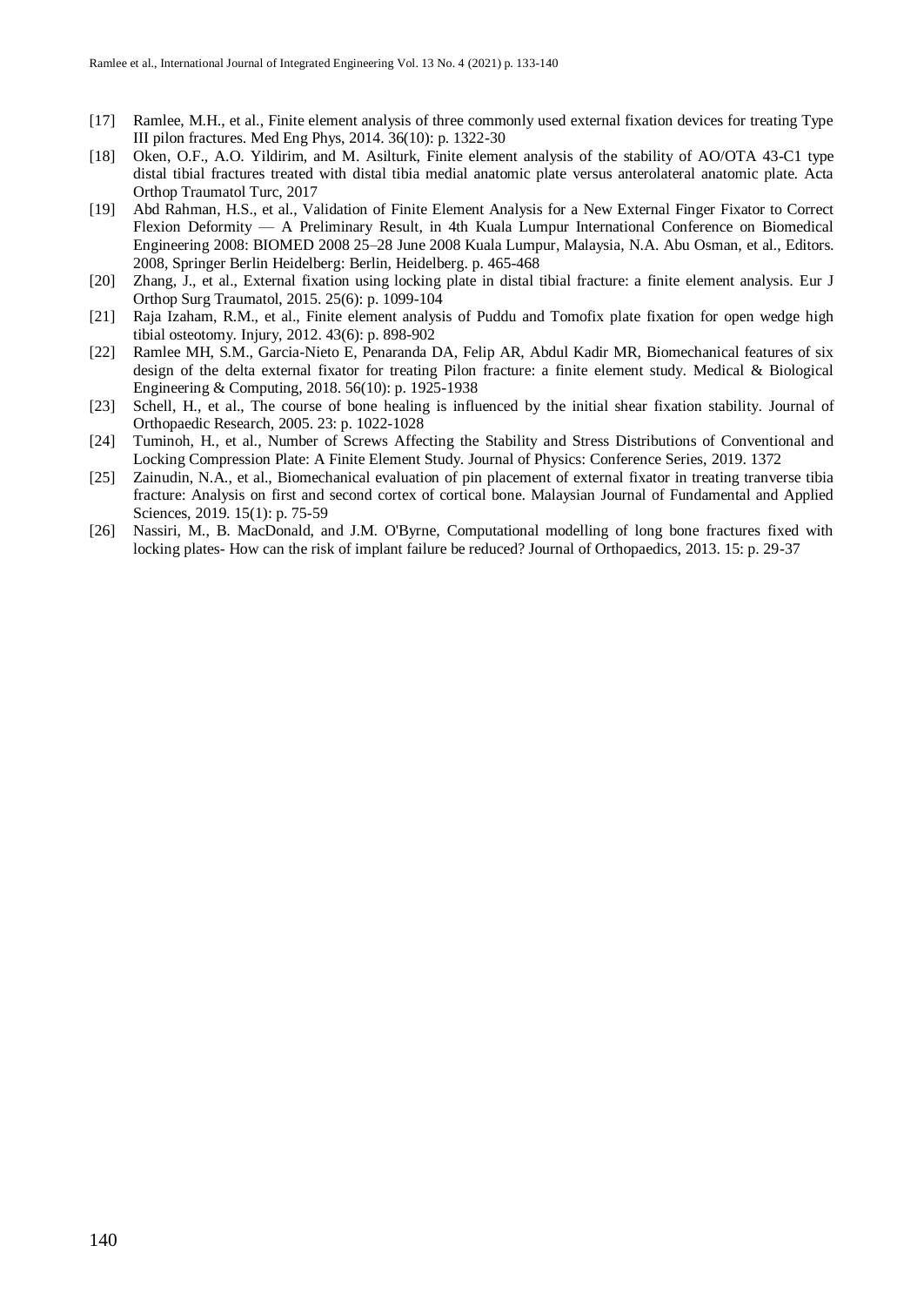[17] Ramlee, M.H., et al., Finite element analysis of three commonly used external fixation devices for treating Type III pilon fractures. Med Eng Phys, 2014. 36(10): p. 1322-30

[18] Oken, O.F., A.O. Yildirim, and M. Asilturk, Finite element analysis of the stability of AO/OTA 43-C1 type distal tibial fractures treated with distal tibia medial anatomic plate versus anterolateral anatomic plate. Acta Orthop Traumatol Turc, 2017

[19] Abd Rahman, H.S., et al., Validation of Finite Element Analysis for a New External Finger Fixator to Correct Flexion Deformity — A Preliminary Result, in 4th Kuala Lumpur International Conference on Biomedical Engineering 2008: BIOMED 2008 25–28 June 2008 Kuala Lumpur, Malaysia, N.A. Abu Osman, et al., Editors. 2008, Springer Berlin Heidelberg: Berlin, Heidelberg. p. 465-468

[20] Zhang, J., et al., External fixation using locking plate in distal tibial fracture: a finite element analysis. Eur J Orthop Surg Traumatol, 2015. 25(6): p. 1099-104

[21] Raja Izaham, R.M., et al., Finite element analysis of Puddu and Tomofix plate fixation for open wedge high tibial osteotomy. Injury, 2012. 43(6): p. 898-902

[22] Ramlee MH, S.M., Garcia-Nieto E, Penaranda DA, Felip AR, Abdul Kadir MR, Biomechanical features of six design of the delta external fixator for treating Pilon fracture: a finite element study. Medical & Biological Engineering & Computing, 2018. 56(10): p. 1925-1938

[23] Schell, H., et al., The course of bone healing is influenced by the initial shear fixation stability. Journal of Orthopaedic Research, 2005. 23: p. 1022-1028

[24] Tuminoh, H., et al., Number of Screws Affecting the Stability and Stress Distributions of Conventional and Locking Compression Plate: A Finite Element Study. Journal of Physics: Conference Series, 2019. 1372

[25] Zainudin, N.A., et al., Biomechanical evaluation of pin placement of external fixator in treating tranverse tibia fracture: Analysis on first and second cortex of cortical bone. Malaysian Journal of Fundamental and Applied Sciences, 2019. 15(1): p. 75-59

[26] Nassiri, M., B. MacDonald, and J.M. O'Byrne, Computational modelling of long bone fractures fixed with locking plates- How can the risk of implant failure be reduced? Journal of Orthopaedics, 2013. 15: p. 29-37